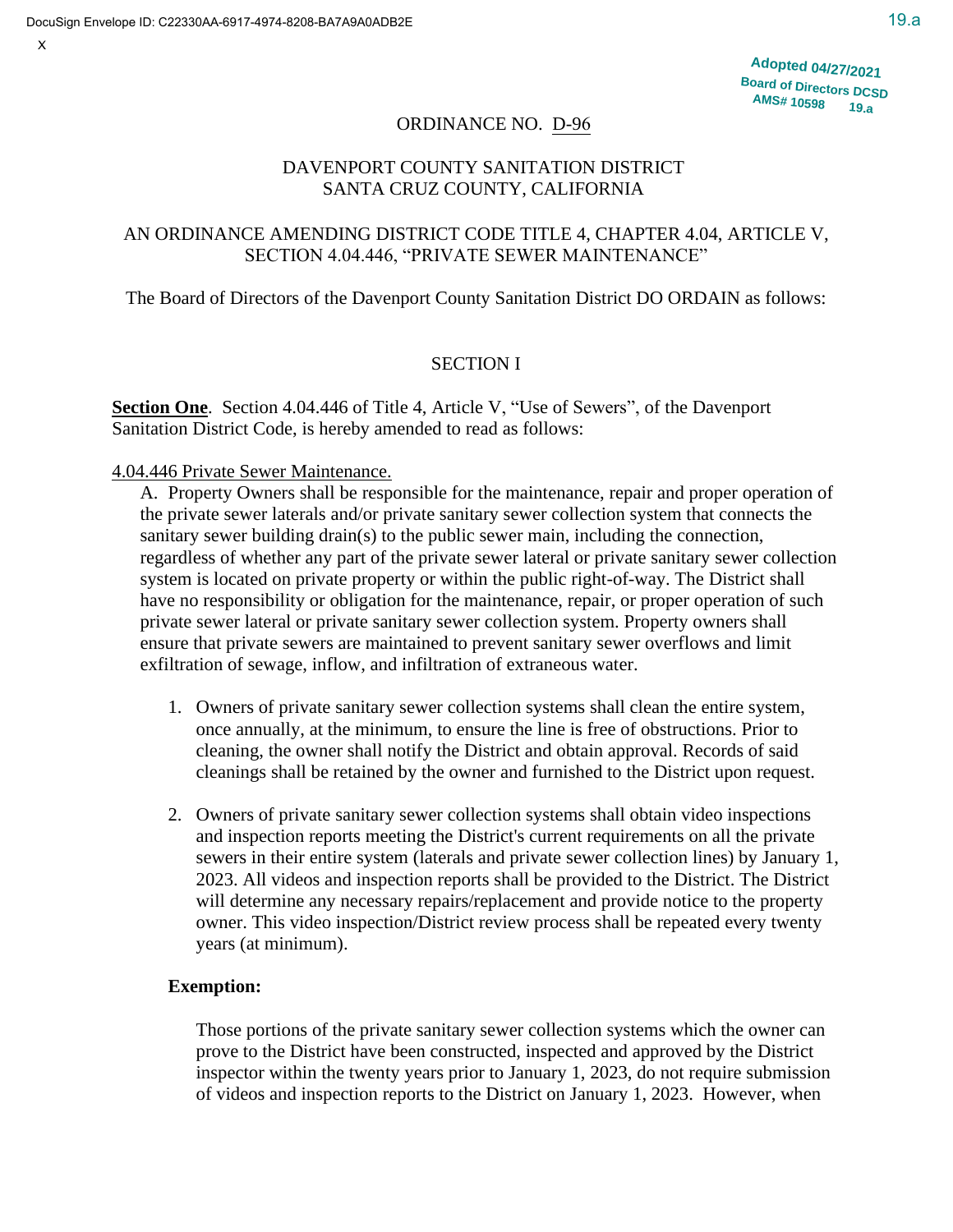Adopted 04/27/2021
Board of Directors DCSD
AMS# 10598 19.a

# ORDINANCE NO. D-96

## DAVENPORT COUNTY SANITATION DISTRICT
## SANTA CRUZ COUNTY, CALIFORNIA

## AN ORDINANCE AMENDING DISTRICT CODE TITLE 4, CHAPTER 4.04, ARTICLE V, SECTION 4.04.446, "PRIVATE SEWER MAINTENANCE"

The Board of Directors of the Davenport County Sanitation District DO ORDAIN as follows:

### SECTION I

**Section One**. Section 4.04.446 of Title 4, Article V, "Use of Sewers", of the Davenport Sanitation District Code, is hereby amended to read as follows:

4.04.446 Private Sewer Maintenance.

A. Property Owners shall be responsible for the maintenance, repair and proper operation of the private sewer laterals and/or private sanitary sewer collection system that connects the sanitary sewer building drain(s) to the public sewer main, including the connection, regardless of whether any part of the private sewer lateral or private sanitary sewer collection system is located on private property or within the public right-of-way. The District shall have no responsibility or obligation for the maintenance, repair, or proper operation of such private sewer lateral or private sanitary sewer collection system. Property owners shall ensure that private sewers are maintained to prevent sanitary sewer overflows and limit exfiltration of sewage, inflow, and infiltration of extraneous water.

1. Owners of private sanitary sewer collection systems shall clean the entire system, once annually, at the minimum, to ensure the line is free of obstructions. Prior to cleaning, the owner shall notify the District and obtain approval. Records of said cleanings shall be retained by the owner and furnished to the District upon request.

2. Owners of private sanitary sewer collection systems shall obtain video inspections and inspection reports meeting the District's current requirements on all the private sewers in their entire system (laterals and private sewer collection lines) by January 1, 2023. All videos and inspection reports shall be provided to the District. The District will determine any necessary repairs/replacement and provide notice to the property owner. This video inspection/District review process shall be repeated every twenty years (at minimum).

**Exemption:**

Those portions of the private sanitary sewer collection systems which the owner can prove to the District have been constructed, inspected and approved by the District inspector within the twenty years prior to January 1, 2023, do not require submission of videos and inspection reports to the District on January 1, 2023. However, when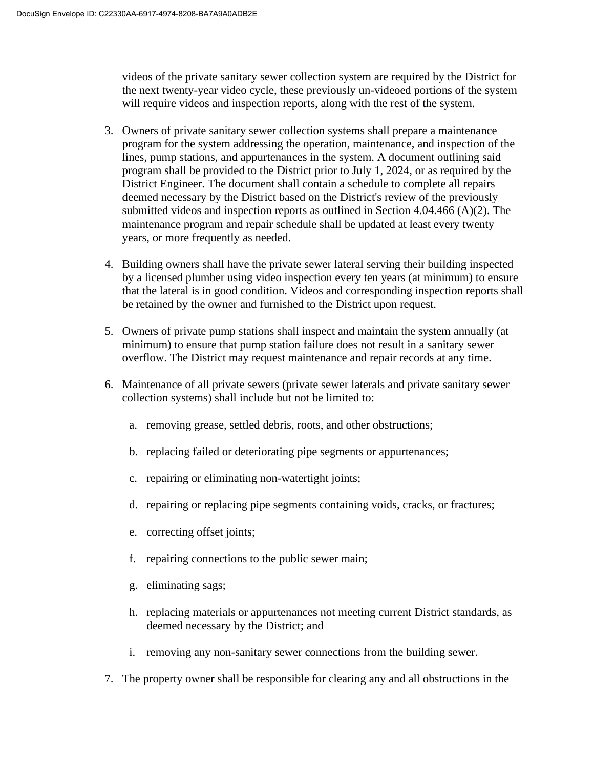videos of the private sanitary sewer collection system are required by the District for the next twenty-year video cycle, these previously un-videoed portions of the system will require videos and inspection reports, along with the rest of the system.

3. Owners of private sanitary sewer collection systems shall prepare a maintenance program for the system addressing the operation, maintenance, and inspection of the lines, pump stations, and appurtenances in the system. A document outlining said program shall be provided to the District prior to July 1, 2024, or as required by the District Engineer. The document shall contain a schedule to complete all repairs deemed necessary by the District based on the District's review of the previously submitted videos and inspection reports as outlined in Section 4.04.466 (A)(2). The maintenance program and repair schedule shall be updated at least every twenty years, or more frequently as needed.

4. Building owners shall have the private sewer lateral serving their building inspected by a licensed plumber using video inspection every ten years (at minimum) to ensure that the lateral is in good condition. Videos and corresponding inspection reports shall be retained by the owner and furnished to the District upon request.

5. Owners of private pump stations shall inspect and maintain the system annually (at minimum) to ensure that pump station failure does not result in a sanitary sewer overflow. The District may request maintenance and repair records at any time.

6. Maintenance of all private sewers (private sewer laterals and private sanitary sewer collection systems) shall include but not be limited to:

   a. removing grease, settled debris, roots, and other obstructions;

   b. replacing failed or deteriorating pipe segments or appurtenances;

   c. repairing or eliminating non-watertight joints;

   d. repairing or replacing pipe segments containing voids, cracks, or fractures;

   e. correcting offset joints;

   f. repairing connections to the public sewer main;

   g. eliminating sags;

   h. replacing materials or appurtenances not meeting current District standards, as deemed necessary by the District; and

   i. removing any non-sanitary sewer connections from the building sewer.

7. The property owner shall be responsible for clearing any and all obstructions in the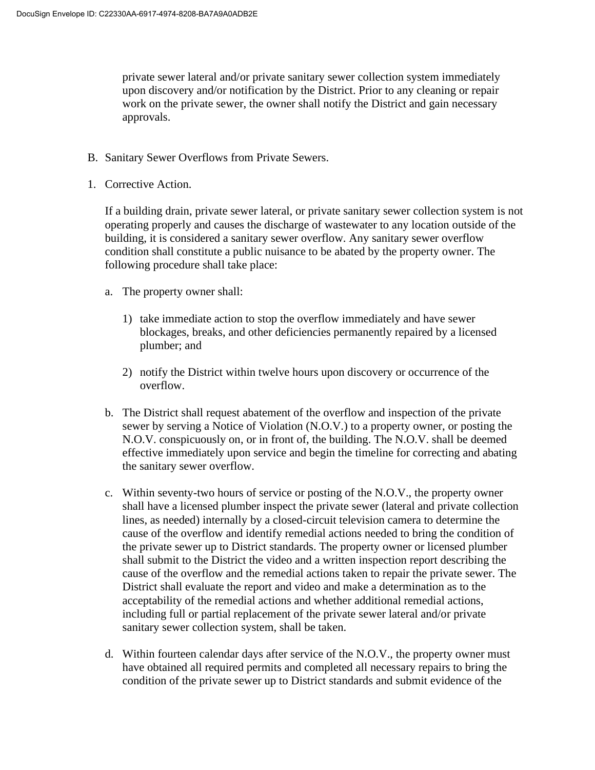private sewer lateral and/or private sanitary sewer collection system immediately upon discovery and/or notification by the District. Prior to any cleaning or repair work on the private sewer, the owner shall notify the District and gain necessary approvals.

B. Sanitary Sewer Overflows from Private Sewers.

1. Corrective Action.

   If a building drain, private sewer lateral, or private sanitary sewer collection system is not operating properly and causes the discharge of wastewater to any location outside of the building, it is considered a sanitary sewer overflow. Any sanitary sewer overflow condition shall constitute a public nuisance to be abated by the property owner. The following procedure shall take place:

   a. The property owner shall:

      1) take immediate action to stop the overflow immediately and have sewer blockages, breaks, and other deficiencies permanently repaired by a licensed plumber; and

      2) notify the District within twelve hours upon discovery or occurrence of the overflow.

   b. The District shall request abatement of the overflow and inspection of the private sewer by serving a Notice of Violation (N.O.V.) to a property owner, or posting the N.O.V. conspicuously on, or in front of, the building. The N.O.V. shall be deemed effective immediately upon service and begin the timeline for correcting and abating the sanitary sewer overflow.

   c. Within seventy-two hours of service or posting of the N.O.V., the property owner shall have a licensed plumber inspect the private sewer (lateral and private collection lines, as needed) internally by a closed-circuit television camera to determine the cause of the overflow and identify remedial actions needed to bring the condition of the private sewer up to District standards. The property owner or licensed plumber shall submit to the District the video and a written inspection report describing the cause of the overflow and the remedial actions taken to repair the private sewer. The District shall evaluate the report and video and make a determination as to the acceptability of the remedial actions and whether additional remedial actions, including full or partial replacement of the private sewer lateral and/or private sanitary sewer collection system, shall be taken.

   d. Within fourteen calendar days after service of the N.O.V., the property owner must have obtained all required permits and completed all necessary repairs to bring the condition of the private sewer up to District standards and submit evidence of the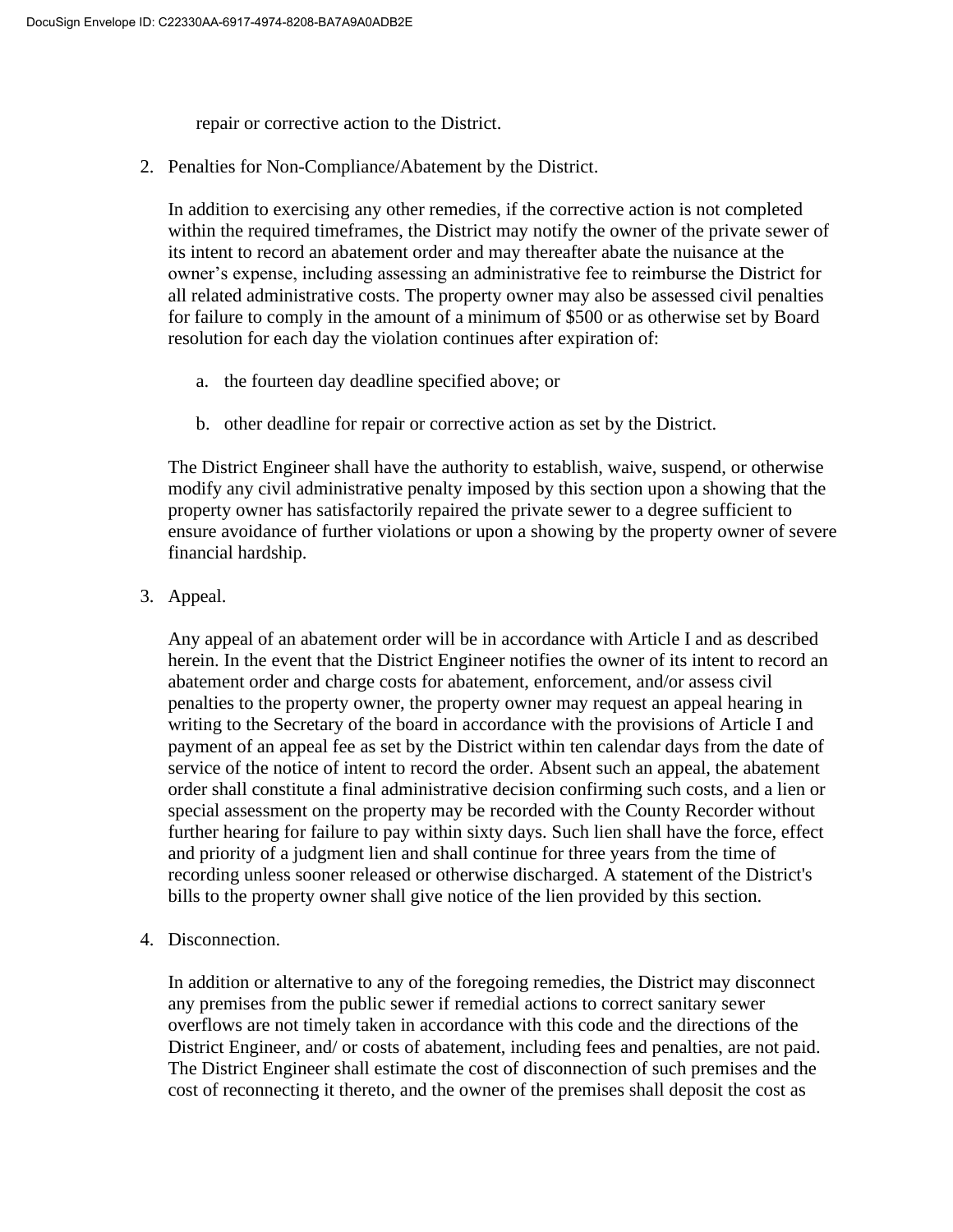repair or corrective action to the District.

2. Penalties for Non-Compliance/Abatement by the District.

   In addition to exercising any other remedies, if the corrective action is not completed within the required timeframes, the District may notify the owner of the private sewer of its intent to record an abatement order and may thereafter abate the nuisance at the owner's expense, including assessing an administrative fee to reimburse the District for all related administrative costs. The property owner may also be assessed civil penalties for failure to comply in the amount of a minimum of $500 or as otherwise set by Board resolution for each day the violation continues after expiration of:

   a. the fourteen day deadline specified above; or

   b. other deadline for repair or corrective action as set by the District.

   The District Engineer shall have the authority to establish, waive, suspend, or otherwise modify any civil administrative penalty imposed by this section upon a showing that the property owner has satisfactorily repaired the private sewer to a degree sufficient to ensure avoidance of further violations or upon a showing by the property owner of severe financial hardship.

3. Appeal.

   Any appeal of an abatement order will be in accordance with Article I and as described herein. In the event that the District Engineer notifies the owner of its intent to record an abatement order and charge costs for abatement, enforcement, and/or assess civil penalties to the property owner, the property owner may request an appeal hearing in writing to the Secretary of the board in accordance with the provisions of Article I and payment of an appeal fee as set by the District within ten calendar days from the date of service of the notice of intent to record the order. Absent such an appeal, the abatement order shall constitute a final administrative decision confirming such costs, and a lien or special assessment on the property may be recorded with the County Recorder without further hearing for failure to pay within sixty days. Such lien shall have the force, effect and priority of a judgment lien and shall continue for three years from the time of recording unless sooner released or otherwise discharged. A statement of the District's bills to the property owner shall give notice of the lien provided by this section.

4. Disconnection.

   In addition or alternative to any of the foregoing remedies, the District may disconnect any premises from the public sewer if remedial actions to correct sanitary sewer overflows are not timely taken in accordance with this code and the directions of the District Engineer, and/ or costs of abatement, including fees and penalties, are not paid. The District Engineer shall estimate the cost of disconnection of such premises and the cost of reconnecting it thereto, and the owner of the premises shall deposit the cost as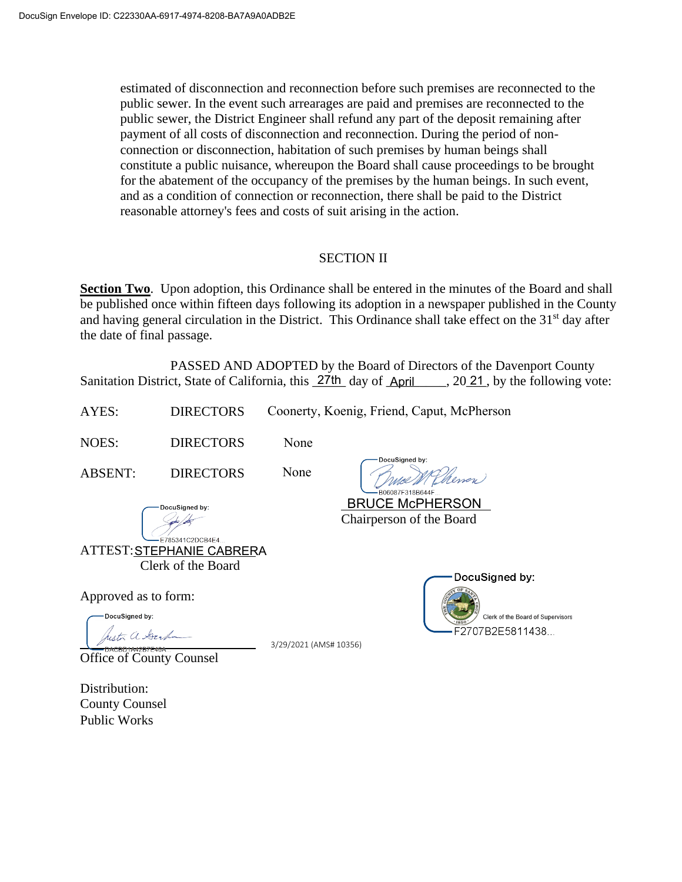estimated of disconnection and reconnection before such premises are reconnected to the public sewer. In the event such arrearages are paid and premises are reconnected to the public sewer, the District Engineer shall refund any part of the deposit remaining after payment of all costs of disconnection and reconnection. During the period of non-connection or disconnection, habitation of such premises by human beings shall constitute a public nuisance, whereupon the Board shall cause proceedings to be brought for the abatement of the occupancy of the premises by the human beings. In such event, and as a condition of connection or reconnection, there shall be paid to the District reasonable attorney's fees and costs of suit arising in the action.

## SECTION II

**Section Two**. Upon adoption, this Ordinance shall be entered in the minutes of the Board and shall be published once within fifteen days following its adoption in a newspaper published in the County and having general circulation in the District. This Ordinance shall take effect on the 31st day after the date of final passage.

PASSED AND ADOPTED by the Board of Directors of the Davenport County Sanitation District, State of California, this 27th day of April, 2021, by the following vote:

AYES: DIRECTORS Coonerty, Koenig, Friend, Caput, McPherson

NOES: DIRECTORS None

ABSENT: DIRECTORS None

DocuSigned by:
B06087F318B644F...
BRUCE McPHERSON
Chairperson of the Board

DocuSigned by:
E785341C2DC84E4...
ATTEST: STEPHANIE CABRERA
Clerk of the Board

DocuSigned by:
Clerk of the Board of Supervisors
F2707B2E5811438...

Approved as to form:

DocuSigned by:
DACBD7A42B7E48A...
Office of County Counsel

3/29/2021 (AMS# 10356)

Distribution:
County Counsel
Public Works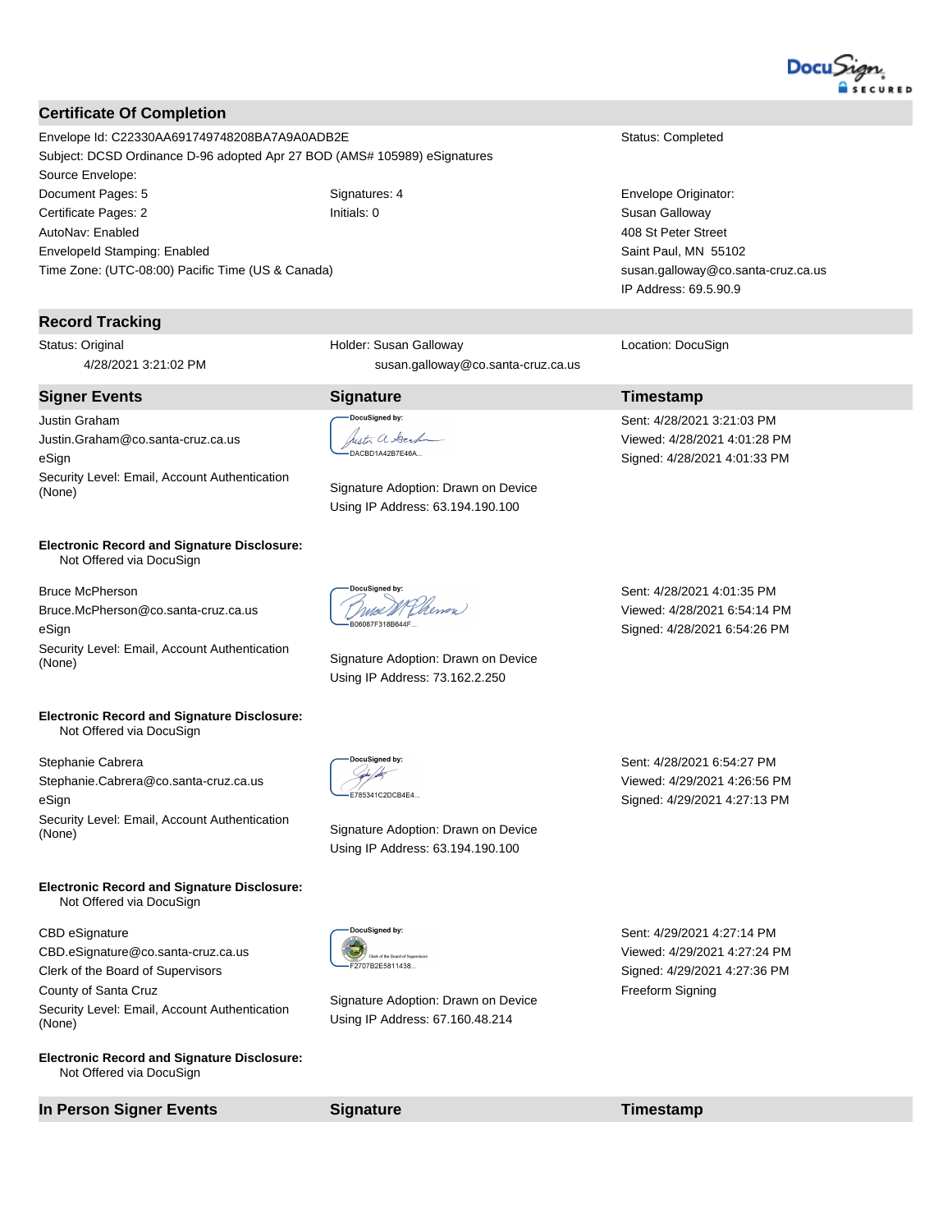## Certificate Of Completion

Envelope Id: C22330AA691749748208BA7A9A0ADB2E

Status: Completed

Subject: DCSD Ordinance D-96 adopted Apr 27 BOD (AMS# 105989) eSignatures

Source Envelope:

Document Pages: 5 | Signatures: 4

Certificate Pages: 2 | Initials: 0

AutoNav: Enabled

EnvelopeId Stamping: Enabled

Time Zone: (UTC-08:00) Pacific Time (US & Canada)

Envelope Originator:
Susan Galloway
408 St Peter Street
Saint Paul, MN 55102
susan.galloway@co.santa-cruz.ca.us
IP Address: 69.5.90.9

## Record Tracking

| Status: Original | Holder: Susan Galloway | Location: DocuSign |
|---|---|---|
| 4/28/2021 3:21:02 PM | susan.galloway@co.santa-cruz.ca.us | |

| Signer Events | Signature | Timestamp |
|---|---|---|
| Justin Graham<br>Justin.Graham@co.santa-cruz.ca.us<br>eSign<br>Security Level: Email, Account Authentication (None)<br><br>**Electronic Record and Signature Disclosure:**<br>Not Offered via DocuSign | DocuSigned by:<br>DACBD1A42B7E46A...<br><br>Signature Adoption: Drawn on Device<br>Using IP Address: 63.194.190.100 | Sent: 4/28/2021 3:21:03 PM<br>Viewed: 4/28/2021 4:01:28 PM<br>Signed: 4/28/2021 4:01:33 PM |
| Bruce McPherson<br>Bruce.McPherson@co.santa-cruz.ca.us<br>eSign<br>Security Level: Email, Account Authentication (None)<br><br>**Electronic Record and Signature Disclosure:**<br>Not Offered via DocuSign | DocuSigned by:<br>B06087F318B644F...<br><br>Signature Adoption: Drawn on Device<br>Using IP Address: 73.162.2.250 | Sent: 4/28/2021 4:01:35 PM<br>Viewed: 4/28/2021 6:54:14 PM<br>Signed: 4/28/2021 6:54:26 PM |
| Stephanie Cabrera<br>Stephanie.Cabrera@co.santa-cruz.ca.us<br>eSign<br>Security Level: Email, Account Authentication (None)<br><br>**Electronic Record and Signature Disclosure:**<br>Not Offered via DocuSign | DocuSigned by:<br>E785341C2DCB4E4...<br><br>Signature Adoption: Drawn on Device<br>Using IP Address: 63.194.190.100 | Sent: 4/28/2021 6:54:27 PM<br>Viewed: 4/29/2021 4:26:56 PM<br>Signed: 4/29/2021 4:27:13 PM |
| CBD eSignature<br>CBD.eSignature@co.santa-cruz.ca.us<br>Clerk of the Board of Supervisors<br>County of Santa Cruz<br>Security Level: Email, Account Authentication (None)<br><br>**Electronic Record and Signature Disclosure:**<br>Not Offered via DocuSign | DocuSigned by:<br>Clerk of the Board of Supervisors<br>F2707B2E5811438...<br><br>Signature Adoption: Drawn on Device<br>Using IP Address: 67.160.48.214 | Sent: 4/29/2021 4:27:14 PM<br>Viewed: 4/29/2021 4:27:24 PM<br>Signed: 4/29/2021 4:27:36 PM<br>Freeform Signing |

| In Person Signer Events | Signature | Timestamp |
|---|---|---|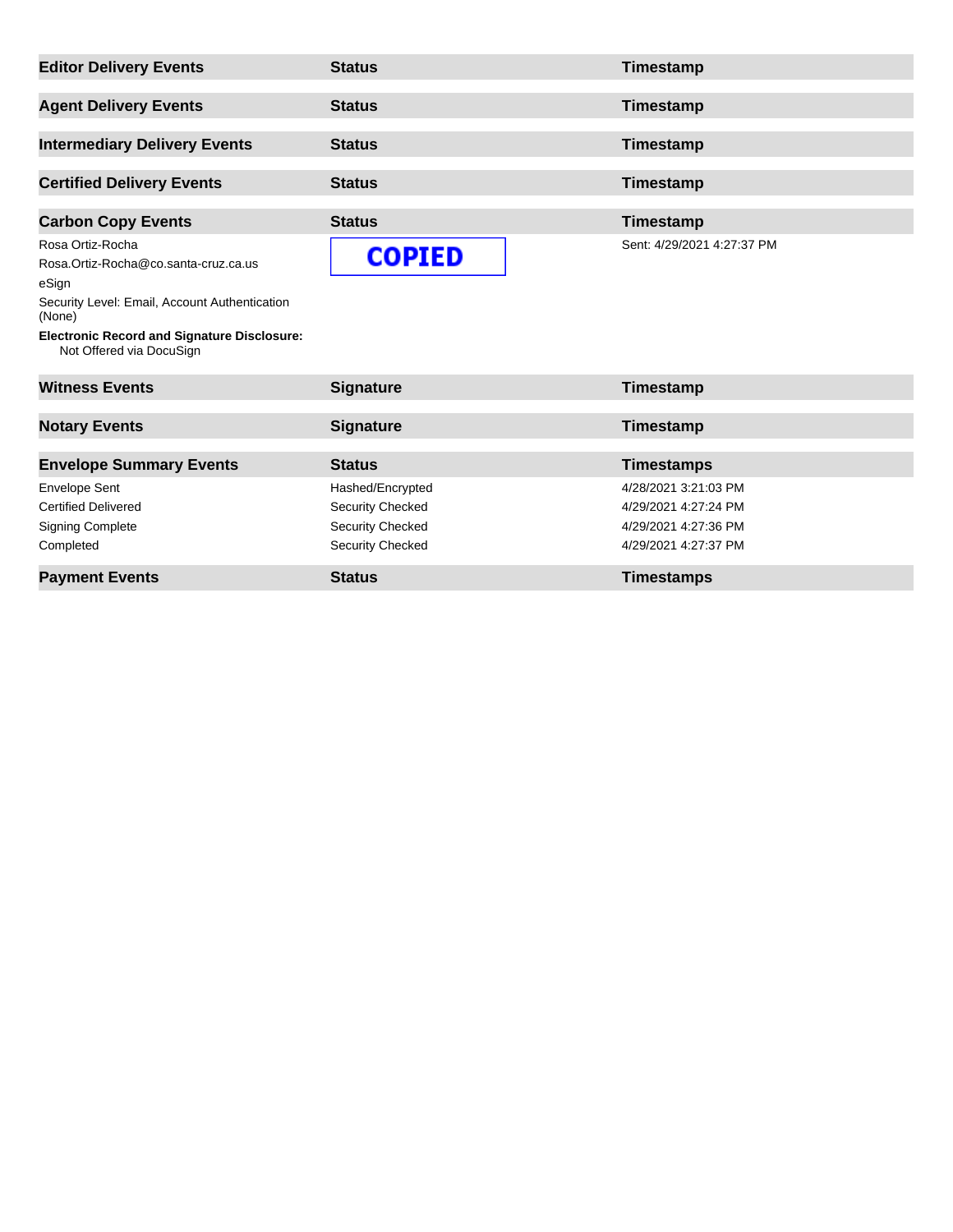| Editor Delivery Events | Status | Timestamp |
| --- | --- | --- |

| Agent Delivery Events | Status | Timestamp |
| --- | --- | --- |

| Intermediary Delivery Events | Status | Timestamp |
| --- | --- | --- |

| Certified Delivery Events | Status | Timestamp |
| --- | --- | --- |

| Carbon Copy Events | Status | Timestamp |
| --- | --- | --- |
| Rosa Ortiz-Rocha<br>Rosa.Ortiz-Rocha@co.santa-cruz.ca.us<br>eSign<br>Security Level: Email, Account Authentication (None)<br>**Electronic Record and Signature Disclosure:**<br>Not Offered via DocuSign | COPIED | Sent: 4/29/2021 4:27:37 PM |

| Witness Events | Signature | Timestamp |
| --- | --- | --- |

| Notary Events | Signature | Timestamp |
| --- | --- | --- |

| Envelope Summary Events | Status | Timestamps |
| --- | --- | --- |
| Envelope Sent | Hashed/Encrypted | 4/28/2021 3:21:03 PM |
| Certified Delivered | Security Checked | 4/29/2021 4:27:24 PM |
| Signing Complete | Security Checked | 4/29/2021 4:27:36 PM |
| Completed | Security Checked | 4/29/2021 4:27:37 PM |

| Payment Events | Status | Timestamps |
| --- | --- | --- |